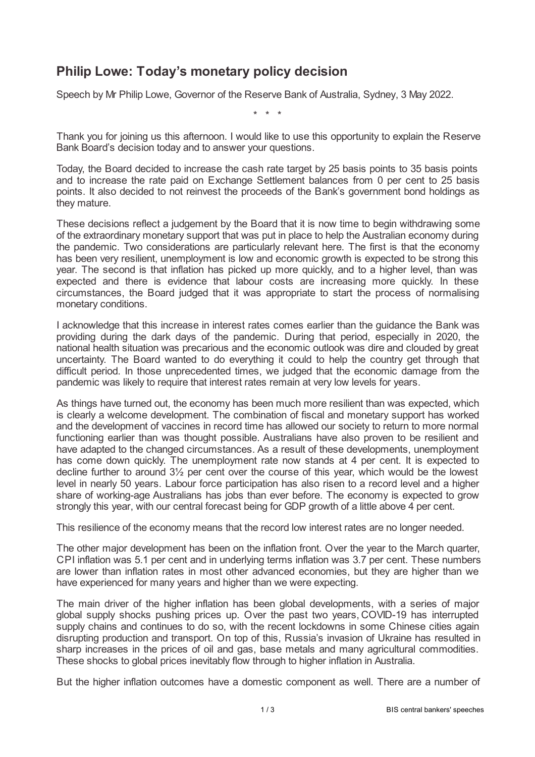## Philip Lowe: Today's monetary policy decision

Speech by Mr Philip Lowe, Governor of the Reserve Bank of Australia, Sydney, 3 May 2022.

\* \* \*

Thank you for joining us this afternoon. I would like to use this opportunity to explain the Reserve Bank Board's decision today and to answer your questions.

Today, the Board decided to increase the cash rate target by 25 basis points to 35 basis points and to increase the rate paid on Exchange Settlement balances from 0 per cent to 25 basis points. It also decided to not reinvest the proceeds of the Bank's government bond holdings as they mature.

These decisions reflect a judgement by the Board that it is now time to begin withdrawing some of the extraordinary monetary support that was put in place to help the Australian economy during the pandemic. Two considerations are particularly relevant here. The first is that the economy has been very resilient, unemployment is low and economic growth is expected to be strong this year. The second is that inflation has picked up more quickly, and to a higher level, than was expected and there is evidence that labour costs are increasing more quickly. In these circumstances, the Board judged that it was appropriate to start the process of normalising monetary conditions.

I acknowledge that this increase in interest rates comes earlier than the guidance the Bank was providing during the dark days of the pandemic. During that period, especially in 2020, the national health situation was precarious and the economic outlook was dire and clouded by great uncertainty. The Board wanted to do everything it could to help the country get through that difficult period. In those unprecedented times, we judged that the economic damage from the pandemic was likely to require that interest rates remain at very low levels for years.

As things have turned out, the economy has been much more resilient than was expected, which is clearly a welcome development. The combination of fiscal and monetary support has worked and the development of vaccines in record time has allowed our society to return to more normal functioning earlier than was thought possible. Australians have also proven to be resilient and have adapted to the changed circumstances. As a result of these developments, unemployment has come down quickly. The unemployment rate now stands at 4 per cent. It is expected to decline further to around 3½ per cent over the course of this year, which would be the lowest level in nearly 50 years. Labour force participation has also risen to a record level and a higher share of working-age Australians has jobs than ever before. The economy is expected to grow strongly this year, with our central forecast being for GDP growth of a little above 4 per cent.

This resilience of the economy means that the record low interest rates are no longer needed.

The other major development has been on the inflation front. Over the year to the March quarter, CPI inflation was 5.1 per cent and in underlying terms inflation was 3.7 per cent. These numbers are lower than inflation rates in most other advanced economies, but they are higher than we have experienced for many years and higher than we were expecting.

The main driver of the higher inflation has been global developments, with a series of major global supply shocks pushing prices up. Over the past two years, COVID-19 has interrupted supply chains and continues to do so, with the recent lockdowns in some Chinese cities again disrupting production and transport. On top of this, Russia's invasion of Ukraine has resulted in sharp increases in the prices of oil and gas, base metals and many agricultural commodities. These shocks to global prices inevitably flow through to higher inflation in Australia.

But the higher inflation outcomes have a domestic component as well. There are a number of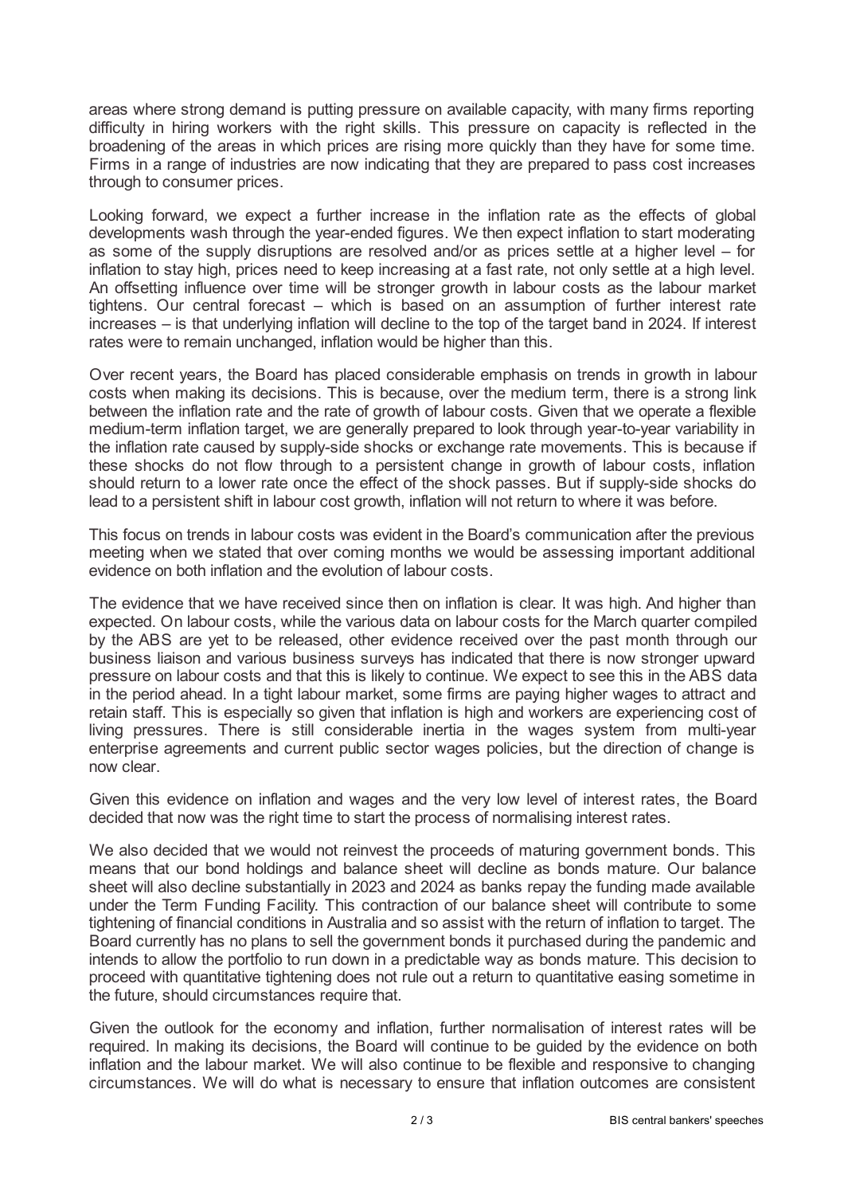areas where strong demand is putting pressure on available capacity, with many firms reporting difficulty in hiring workers with the right skills. This pressure on capacity is reflected in the broadening of the areas in which prices are rising more quickly than they have for some time. Firms in a range of industries are now indicating that they are prepared to pass cost increases through to consumer prices.

Looking forward, we expect a further increase in the inflation rate as the effects of global developments wash through the year-ended figures. We then expect inflation to start moderating as some of the supply disruptions are resolved and/or as prices settle at a higher level – for inflation to stay high, prices need to keep increasing at a fast rate, not only settle at a high level. An offsetting influence over time will be stronger growth in labour costs as the labour market tightens. Our central forecast – which is based on an assumption of further interest rate increases – is that underlying inflation will decline to the top of the target band in 2024. If interest rates were to remain unchanged, inflation would be higher than this.

Over recent years, the Board has placed considerable emphasis on trends in growth in labour costs when making its decisions. This is because, over the medium term, there is a strong link between the inflation rate and the rate of growth of labour costs. Given that we operate a flexible medium-term inflation target, we are generally prepared to look through year-to-year variability in the inflation rate caused by supply-side shocks or exchange rate movements. This is because if these shocks do not flow through to a persistent change in growth of labour costs, inflation should return to a lower rate once the effect of the shock passes. But if supply-side shocks do lead to a persistent shift in labour cost growth, inflation will not return to where it was before.

This focus on trends in labour costs was evident in the Board's communication after the previous meeting when we stated that over coming months we would be assessing important additional evidence on both inflation and the evolution of labour costs.

The evidence that we have received since then on inflation is clear. It was high. And higher than expected. On labour costs, while the various data on labour costs for the March quarter compiled by the ABS are yet to be released, other evidence received over the past month through our business liaison and various business surveys has indicated that there is now stronger upward pressure on labour costs and that this is likely to continue. We expect to see this in the ABS data in the period ahead. In a tight labour market, some firms are paying higher wages to attract and retain staff. This is especially so given that inflation is high and workers are experiencing cost of living pressures. There is still considerable inertia in the wages system from multi-year enterprise agreements and current public sector wages policies, but the direction of change is now clear.

Given this evidence on inflation and wages and the very low level of interest rates, the Board decided that now was the right time to start the process of normalising interest rates.

We also decided that we would not reinvest the proceeds of maturing government bonds. This means that our bond holdings and balance sheet will decline as bonds mature. Our balance sheet will also decline substantially in 2023 and 2024 as banks repay the funding made available under the Term Funding Facility. This contraction of our balance sheet will contribute to some tightening of financial conditions in Australia and so assist with the return of inflation to target. The Board currently has no plans to sell the government bonds it purchased during the pandemic and intends to allow the portfolio to run down in a predictable way as bonds mature. This decision to proceed with quantitative tightening does not rule out a return to quantitative easing sometime in the future, should circumstances require that.

Given the outlook for the economy and inflation, further normalisation of interest rates will be required. In making its decisions, the Board will continue to be guided by the evidence on both inflation and the labour market. We will also continue to be flexible and responsive to changing circumstances. We will do what is necessary to ensure that inflation outcomes are consistent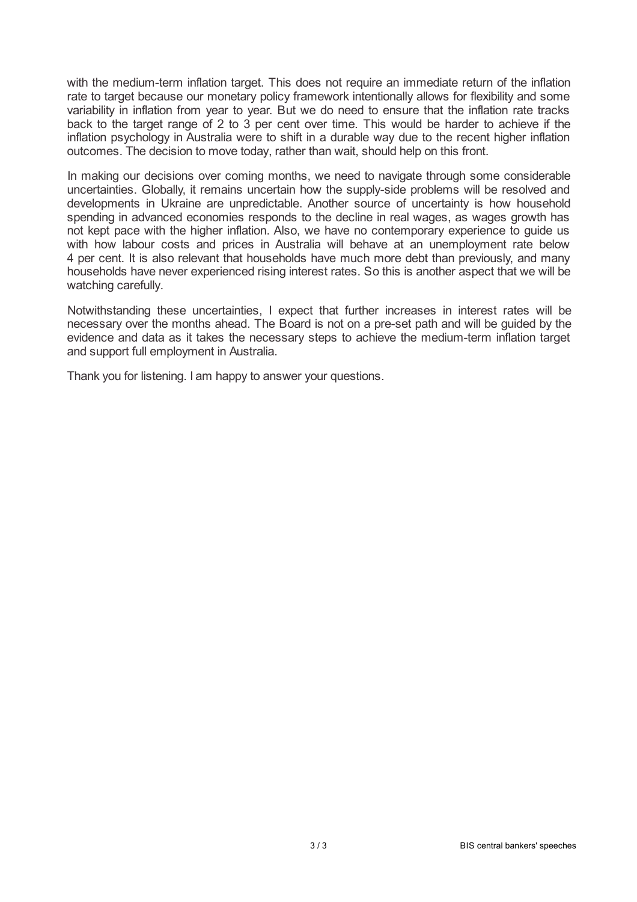with the medium-term inflation target. This does not require an immediate return of the inflation rate to target because our monetary policy framework intentionally allows for flexibility and some variability in inflation from year to year. But we do need to ensure that the inflation rate tracks back to the target range of 2 to 3 per cent over time. This would be harder to achieve if the inflation psychology in Australia were to shift in a durable way due to the recent higher inflation outcomes. The decision to move today, rather than wait, should help on this front.

In making our decisions over coming months, we need to navigate through some considerable uncertainties. Globally, it remains uncertain how the supply-side problems will be resolved and developments in Ukraine are unpredictable. Another source of uncertainty is how household spending in advanced economies responds to the decline in real wages, as wages growth has not kept pace with the higher inflation. Also, we have no contemporary experience to guide us with how labour costs and prices in Australia will behave at an unemployment rate below 4 per cent. It is also relevant that households have much more debt than previously, and many households have never experienced rising interest rates. So this is another aspect that we will be watching carefully.

Notwithstanding these uncertainties, I expect that further increases in interest rates will be necessary over the months ahead. The Board is not on a pre-set path and will be guided by the evidence and data as it takes the necessary steps to achieve the medium-term inflation target and support full employment in Australia.

Thank you for listening. I am happy to answer your questions.